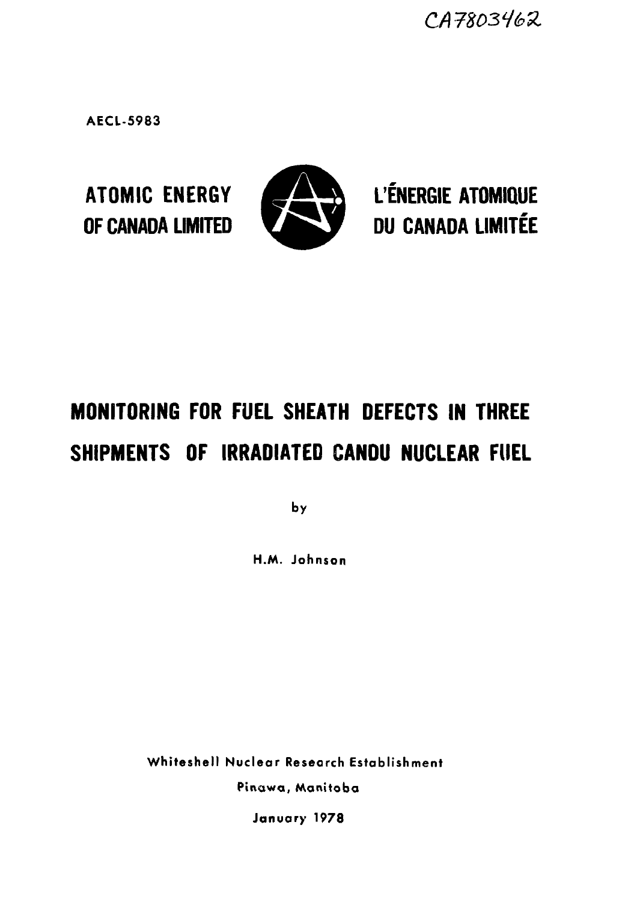CA7803462

AECL-5983

**ATOMIC ENERGY OF CANADA LIMITED**

**L'ÉNERGIE ATOMIQUE DU CANADA LIMITÉE**

# MONITORING FOR FUEL SHEATH DEFECTS IN THREE SHIPMENTS OF IRRADIATED CANDU NUCLEAR FUEL

by

H.M. Johnson

Whiteshell Nuclear Research Establishment

Pinawa, Manitoba

January 1978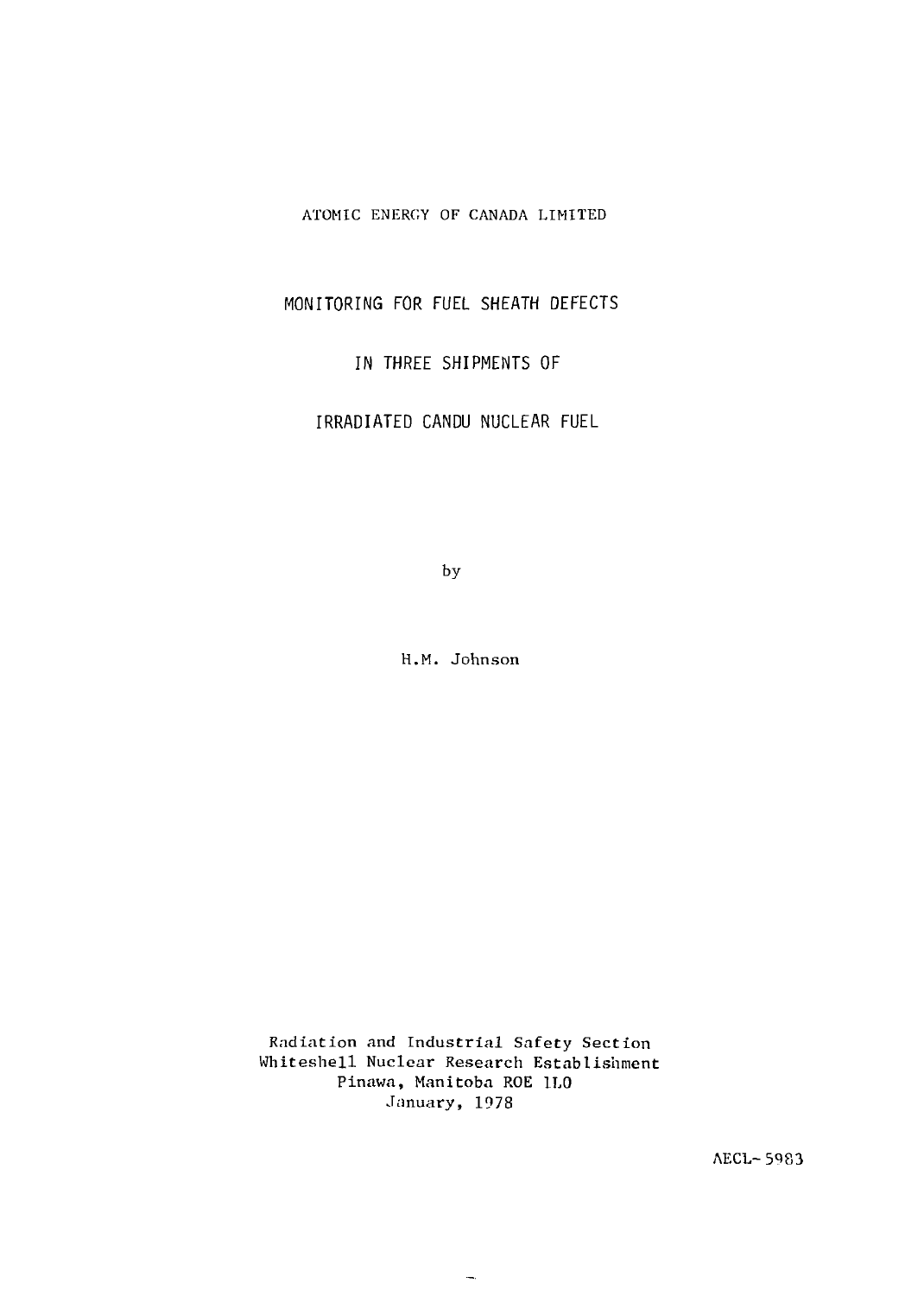ATOMIC ENERGY OF CANADA LIMITED

# MONITORING FOR FUEL SHEATH DEFECTS

# IN THREE SHIPMENTS OF

# IRRADIATED CANDU NUCLEAR FUEL

by

H.M. Johnson

Radiation and Industrial Safety Section
Whiteshell Nuclear Research Establishment
Pinawa, Manitoba ROE 1L0
January, 1978

AECL-5983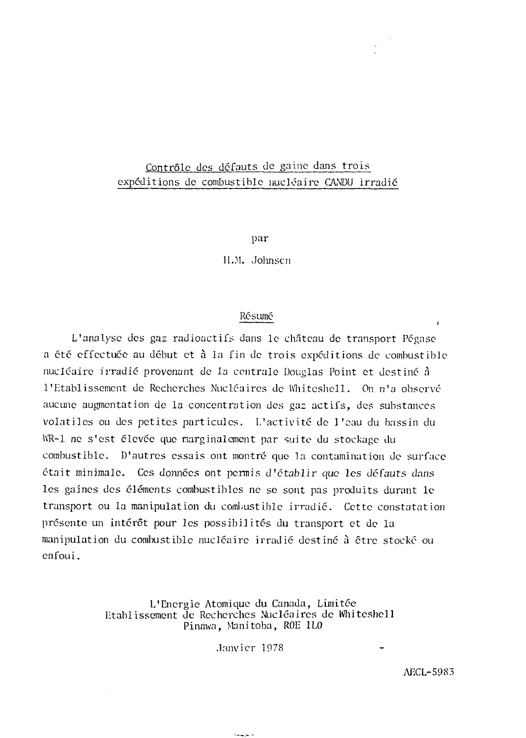# Contrôle des défauts de gaine dans trois expéditions de combustible nucléaire CANDU irradié

par

H.M. Johnsen

## Résumé

L'analyse des gaz radioactifs dans le château de transport Pégase a été effectuée au début et à la fin de trois expéditions de combustible nucléaire irradié provenant de la centrale Douglas Point et destiné à l'Etablissement de Recherches Nucléaires de Whiteshell. On n'a observé aucune augmentation de la concentration des gaz actifs, des substances volatiles ou des petites particules. L'activité de l'eau du bassin du WR-1 ne s'est élevée que marginalement par suite du stockage du combustible. D'autres essais ont montré que la contamination de surface était minimale. Ces données ont permis d'établir que les défauts dans les gaines des éléments combustibles ne se sont pas produits durant le transport ou la manipulation du combustible irradié. Cette constatation présente un intérêt pour les possibilités du transport et de la manipulation du combustible nucléaire irradié destiné à être stocké ou enfoui.

L'Energie Atomique du Canada, Limitée
Etablissement de Recherches Nucléaires de Whiteshell
Pinawa, Manitoba, R0E 1L0

Janvier 1978

AECL-5983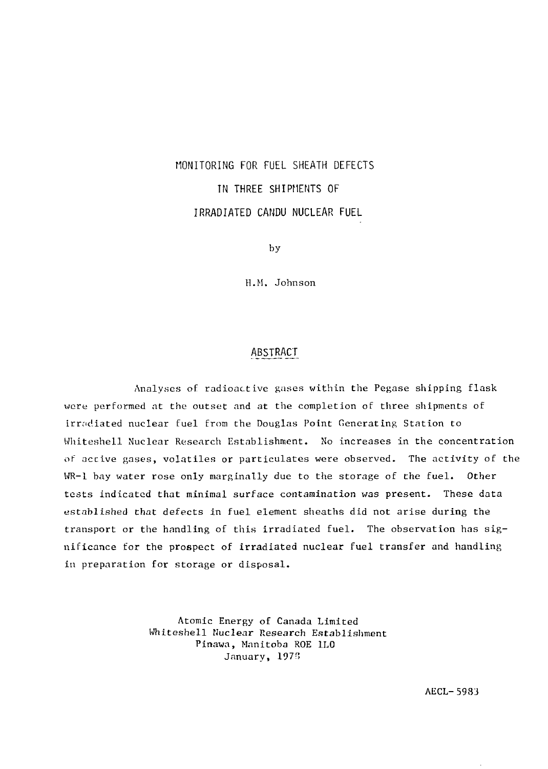# MONITORING FOR FUEL SHEATH DEFECTS IN THREE SHIPMENTS OF IRRADIATED CANDU NUCLEAR FUEL

by

H.M. Johnson

## ABSTRACT

Analyses of radioactive gases within the Pegase shipping flask were performed at the outset and at the completion of three shipments of irradiated nuclear fuel from the Douglas Point Generating Station to Whiteshell Nuclear Research Establishment. No increases in the concentration of active gases, volatiles or particulates were observed. The activity of the WR-1 bay water rose only marginally due to the storage of the fuel. Other tests indicated that minimal surface contamination was present. These data established that defects in fuel element sheaths did not arise during the transport or the handling of this irradiated fuel. The observation has significance for the prospect of irradiated nuclear fuel transfer and handling in preparation for storage or disposal.

Atomic Energy of Canada Limited
Whiteshell Nuclear Research Establishment
Pinawa, Manitoba ROE 1L0
January, 1978

AECL-5983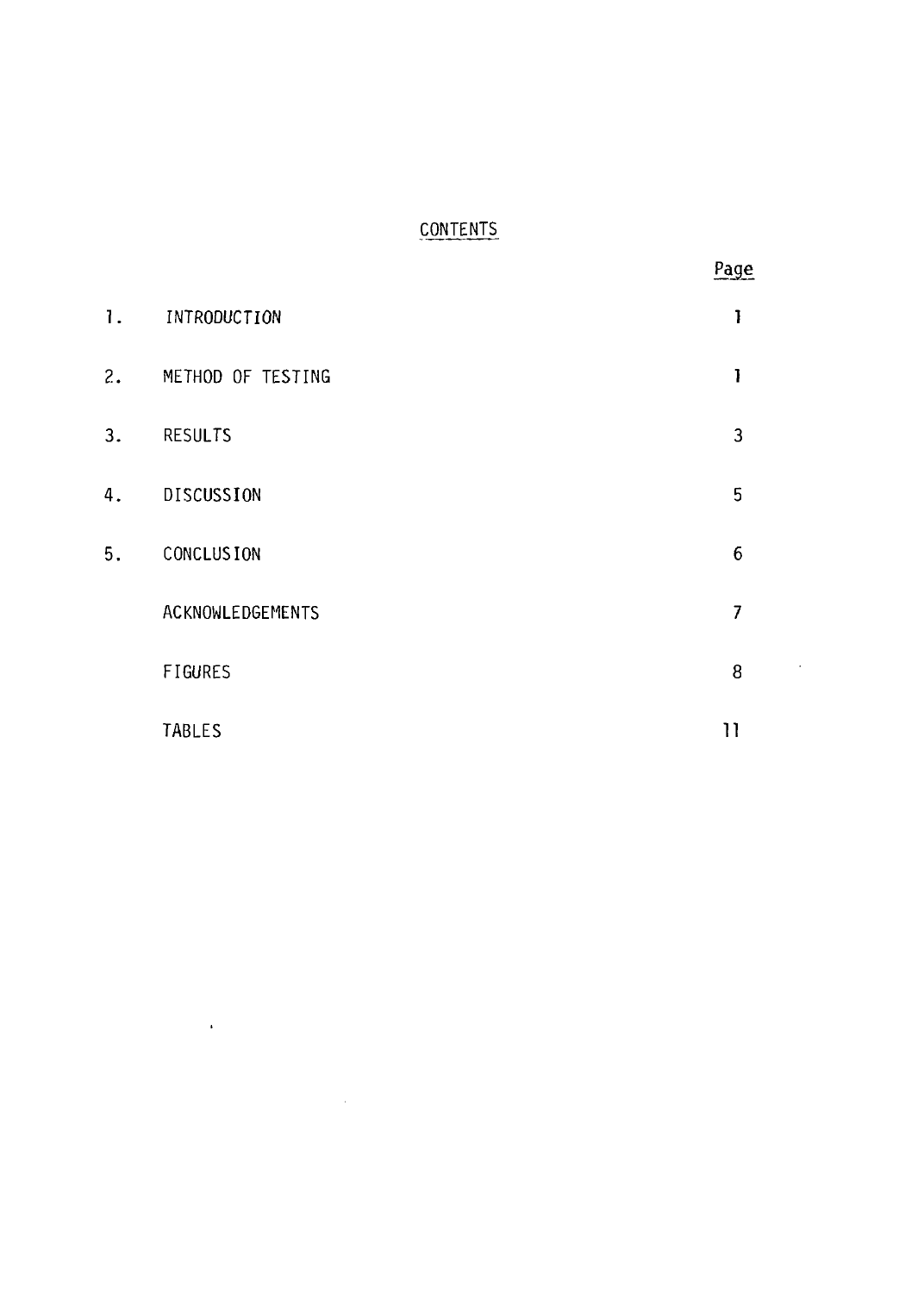# CONTENTS

| | | Page |
|---|---|---|
| 1. | INTRODUCTION | 1 |
| 2. | METHOD OF TESTING | 1 |
| 3. | RESULTS | 3 |
| 4. | DISCUSSION | 5 |
| 5. | CONCLUSION | 6 |
| | ACKNOWLEDGEMENTS | 7 |
| | FIGURES | 8 |
| | TABLES | 11 |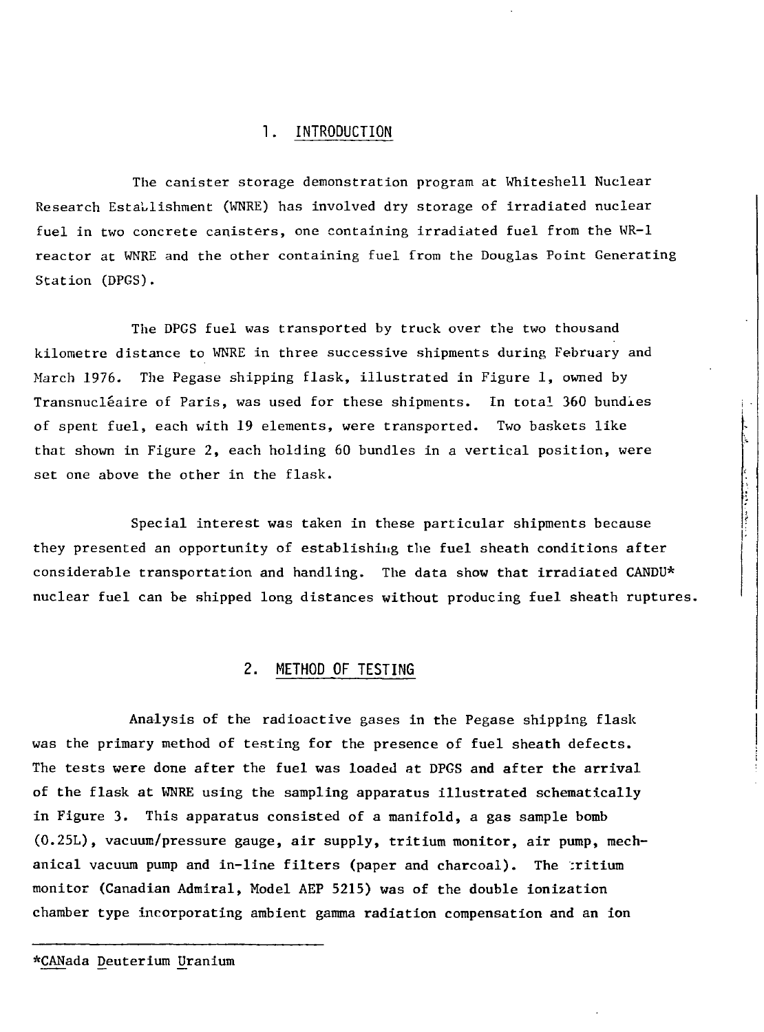## 1. INTRODUCTION

The canister storage demonstration program at Whiteshell Nuclear Research Establishment (WNRE) has involved dry storage of irradiated nuclear fuel in two concrete canisters, one containing irradiated fuel from the WR-1 reactor at WNRE and the other containing fuel from the Douglas Point Generating Station (DPGS).

The DPGS fuel was transported by truck over the two thousand kilometre distance to WNRE in three successive shipments during February and March 1976. The Pegase shipping flask, illustrated in Figure 1, owned by Transnucléaire of Paris, was used for these shipments. In total 360 bundles of spent fuel, each with 19 elements, were transported. Two baskets like that shown in Figure 2, each holding 60 bundles in a vertical position, were set one above the other in the flask.

Special interest was taken in these particular shipments because they presented an opportunity of establishing the fuel sheath conditions after considerable transportation and handling. The data show that irradiated CANDU* nuclear fuel can be shipped long distances without producing fuel sheath ruptures.

## 2. METHOD OF TESTING

Analysis of the radioactive gases in the Pegase shipping flask was the primary method of testing for the presence of fuel sheath defects. The tests were done after the fuel was loaded at DPGS and after the arrival of the flask at WNRE using the sampling apparatus illustrated schematically in Figure 3. This apparatus consisted of a manifold, a gas sample bomb (0.25L), vacuum/pressure gauge, air supply, tritium monitor, air pump, mechanical vacuum pump and in-line filters (paper and charcoal). The tritium monitor (Canadian Admiral, Model AEP 5215) was of the double ionization chamber type incorporating ambient gamma radiation compensation and an ion

---

*CANada Deuterium Uranium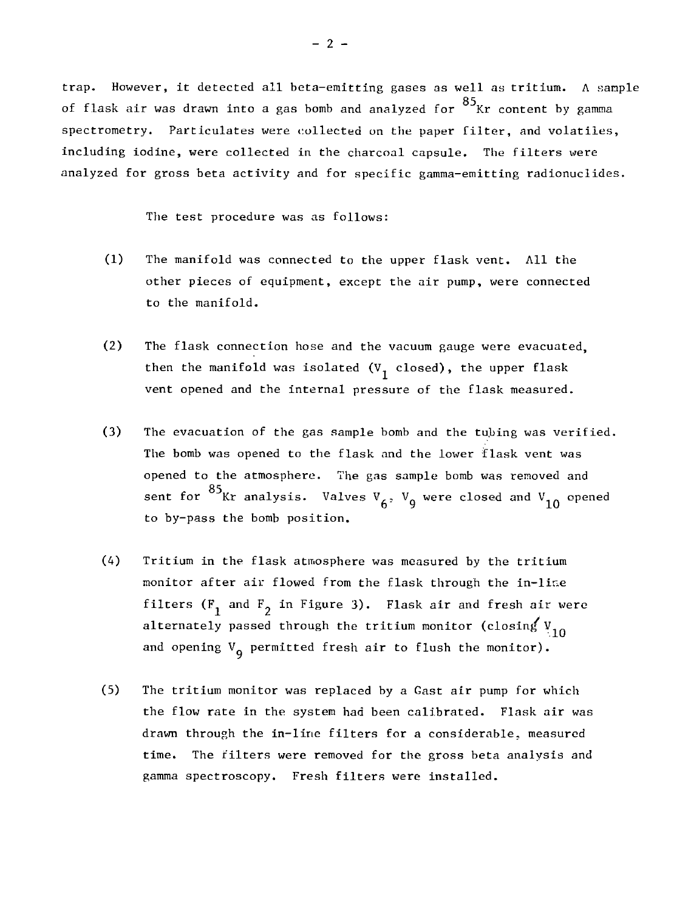trap. However, it detected all beta-emitting gases as well as tritium. A sample of flask air was drawn into a gas bomb and analyzed for $^{85}Kr$ content by gamma spectrometry. Particulates were collected on the paper filter, and volatiles, including iodine, were collected in the charcoal capsule. The filters were analyzed for gross beta activity and for specific gamma-emitting radionuclides.

The test procedure was as follows:

(1) The manifold was connected to the upper flask vent. All the other pieces of equipment, except the air pump, were connected to the manifold.

(2) The flask connection hose and the vacuum gauge were evacuated, then the manifold was isolated ($V_1$ closed), the upper flask vent opened and the internal pressure of the flask measured.

(3) The evacuation of the gas sample bomb and the tubing was verified. The bomb was opened to the flask and the lower flask vent was opened to the atmosphere. The gas sample bomb was removed and sent for $^{85}Kr$ analysis. Valves $V_6$, $V_9$ were closed and $V_{10}$ opened to by-pass the bomb position.

(4) Tritium in the flask atmosphere was measured by the tritium monitor after air flowed from the flask through the in-line filters ($F_1$ and $F_2$ in Figure 3). Flask air and fresh air were alternately passed through the tritium monitor (closing $V_{10}$ and opening $V_9$ permitted fresh air to flush the monitor).

(5) The tritium monitor was replaced by a Gast air pump for which the flow rate in the system had been calibrated. Flask air was drawn through the in-line filters for a considerable, measured time. The filters were removed for the gross beta analysis and gamma spectroscopy. Fresh filters were installed.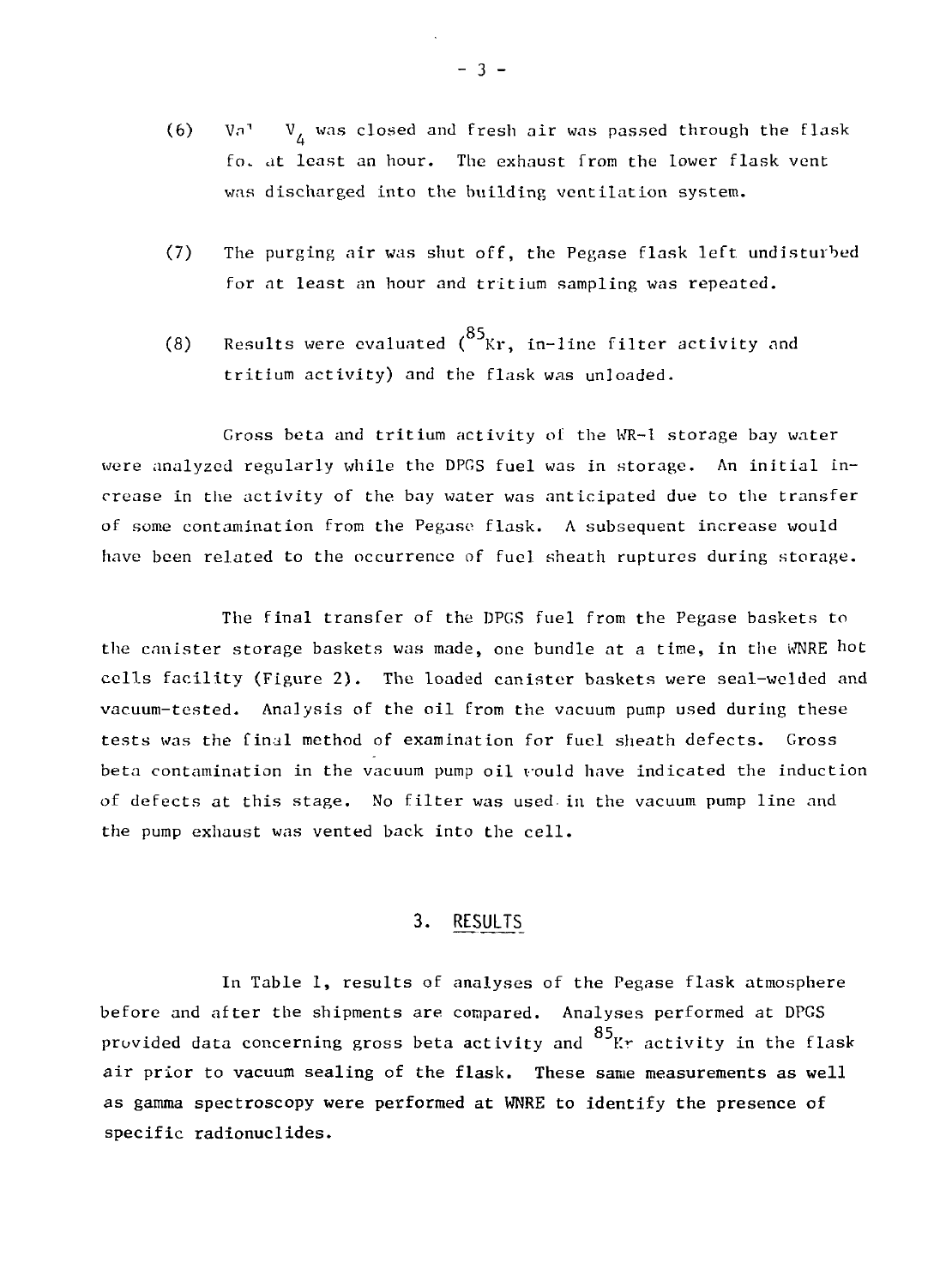(6) Val $V_4$ was closed and fresh air was passed through the flask for at least an hour. The exhaust from the lower flask vent was discharged into the building ventilation system.

(7) The purging air was shut off, the Pegase flask left undisturbed for at least an hour and tritium sampling was repeated.

(8) Results were evaluated ($^{85}Kr$, in-line filter activity and tritium activity) and the flask was unloaded.

Gross beta and tritium activity of the WR-1 storage bay water were analyzed regularly while the DPGS fuel was in storage. An initial increase in the activity of the bay water was anticipated due to the transfer of some contamination from the Pegase flask. A subsequent increase would have been related to the occurrence of fuel sheath ruptures during storage.

The final transfer of the DPGS fuel from the Pegase baskets to the canister storage baskets was made, one bundle at a time, in the WNRE hot cells facility (Figure 2). The loaded canister baskets were seal-welded and vacuum-tested. Analysis of the oil from the vacuum pump used during these tests was the final method of examination for fuel sheath defects. Gross beta contamination in the vacuum pump oil would have indicated the induction of defects at this stage. No filter was used in the vacuum pump line and the pump exhaust was vented back into the cell.

## 3. RESULTS

In Table 1, results of analyses of the Pegase flask atmosphere before and after the shipments are compared. Analyses performed at DPGS provided data concerning gross beta activity and $^{85}Kr$ activity in the flask air prior to vacuum sealing of the flask. These same measurements as well as gamma spectroscopy were performed at WNRE to identify the presence of specific radionuclides.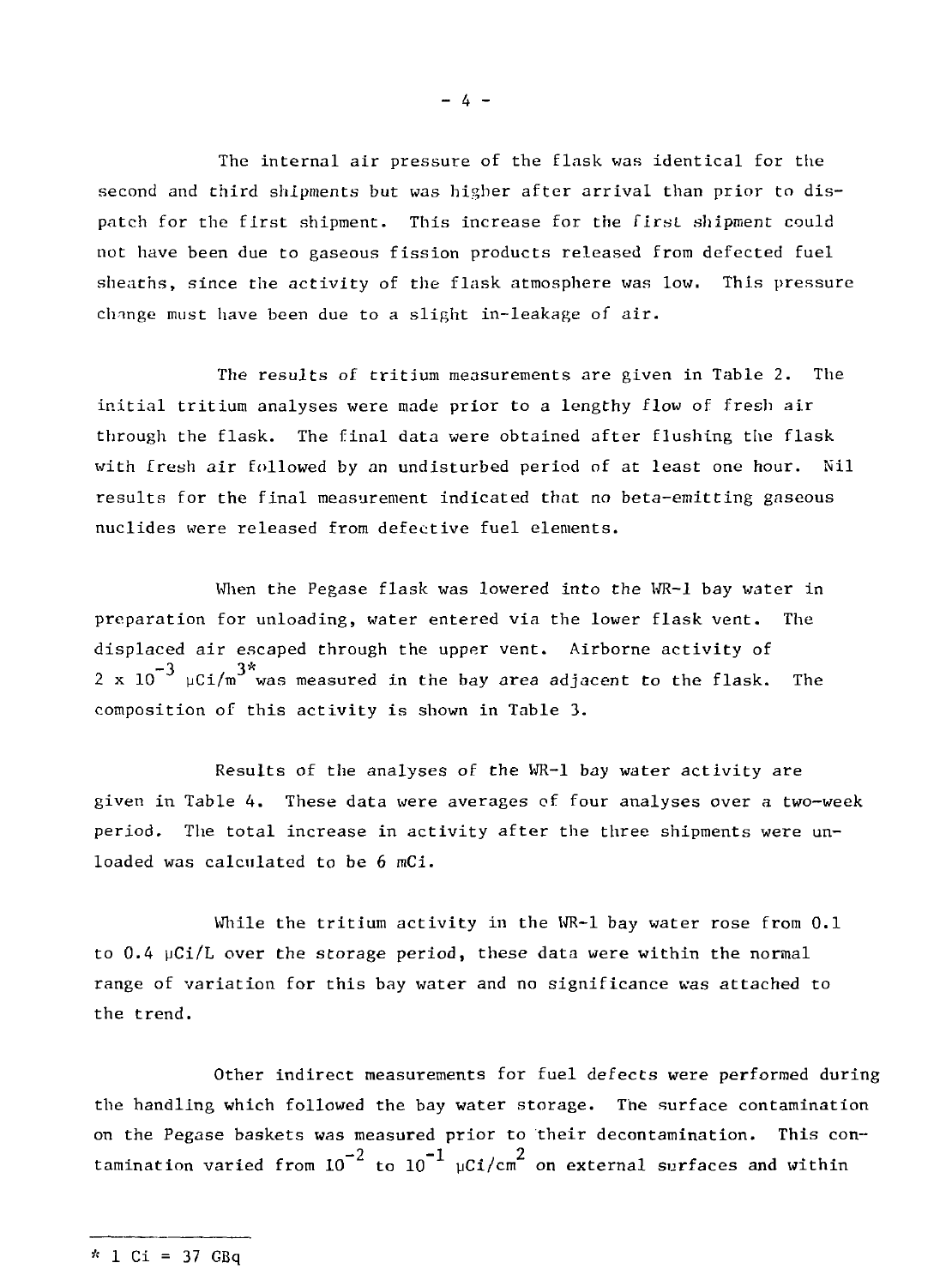The internal air pressure of the flask was identical for the second and third shipments but was higher after arrival than prior to dispatch for the first shipment. This increase for the first shipment could not have been due to gaseous fission products released from defected fuel sheaths, since the activity of the flask atmosphere was low. This pressure change must have been due to a slight in-leakage of air.

The results of tritium measurements are given in Table 2. The initial tritium analyses were made prior to a lengthy flow of fresh air through the flask. The final data were obtained after flushing the flask with fresh air followed by an undisturbed period of at least one hour. Nil results for the final measurement indicated that no beta-emitting gaseous nuclides were released from defective fuel elements.

When the Pegase flask was lowered into the WR-1 bay water in preparation for unloading, water entered via the lower flask vent. The displaced air escaped through the upper vent. Airborne activity of $2 \times 10^{-3}$ $\mu Ci/m^3$* was measured in the bay area adjacent to the flask. The composition of this activity is shown in Table 3.

Results of the analyses of the WR-1 bay water activity are given in Table 4. These data were averages of four analyses over a two-week period. The total increase in activity after the three shipments were unloaded was calculated to be 6 mCi.

While the tritium activity in the WR-1 bay water rose from 0.1 to 0.4 $\mu Ci/L$ over the storage period, these data were within the normal range of variation for this bay water and no significance was attached to the trend.

Other indirect measurements for fuel defects were performed during the handling which followed the bay water storage. The surface contamination on the Pegase baskets was measured prior to their decontamination. This contamination varied from $10^{-2}$ to $10^{-1}$ $\mu Ci/cm^2$ on external surfaces and within

---

\* 1 Ci = 37 GBq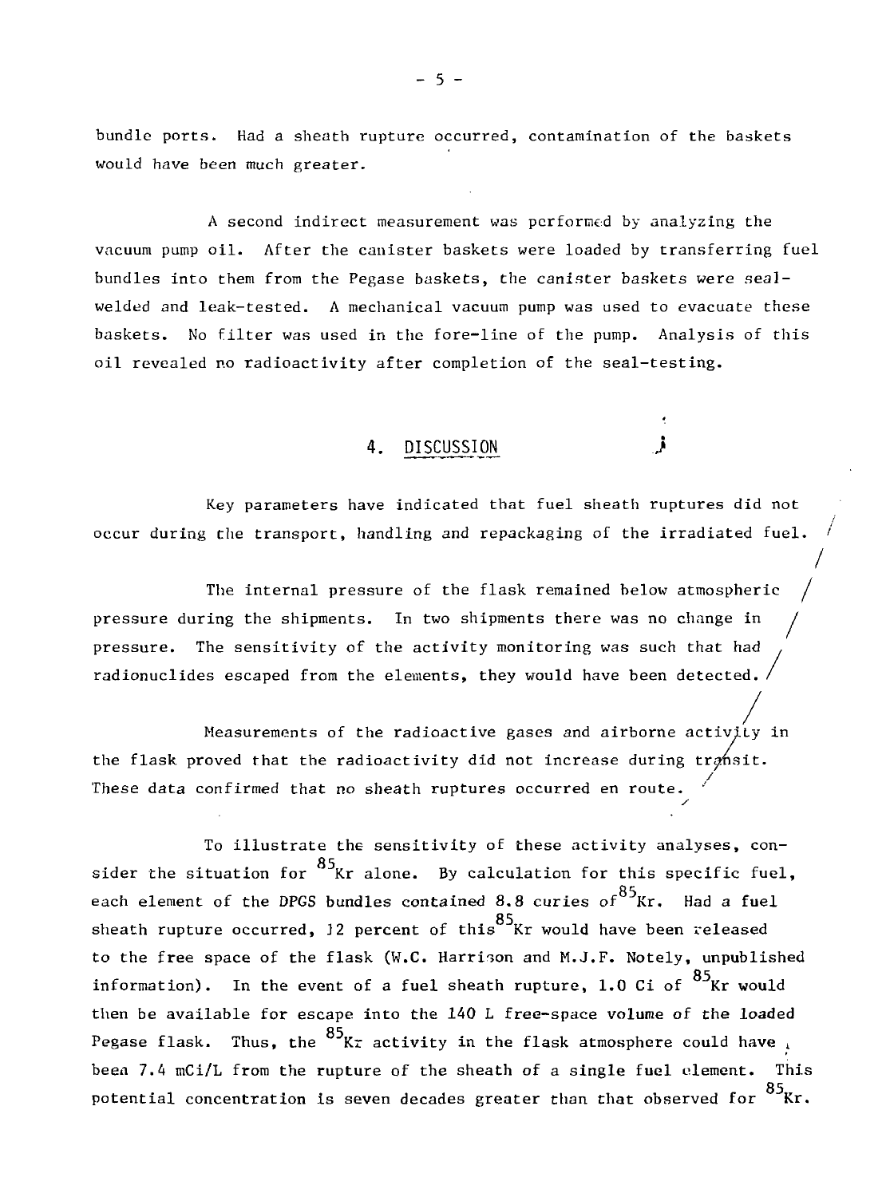bundle ports. Had a sheath rupture occurred, contamination of the baskets would have been much greater.

A second indirect measurement was performed by analyzing the vacuum pump oil. After the canister baskets were loaded by transferring fuel bundles into them from the Pegase baskets, the canister baskets were seal-welded and leak-tested. A mechanical vacuum pump was used to evacuate these baskets. No filter was used in the fore-line of the pump. Analysis of this oil revealed no radioactivity after completion of the seal-testing.

## 4. DISCUSSION

Key parameters have indicated that fuel sheath ruptures did not occur during the transport, handling and repackaging of the irradiated fuel.

The internal pressure of the flask remained below atmospheric pressure during the shipments. In two shipments there was no change in pressure. The sensitivity of the activity monitoring was such that had radionuclides escaped from the elements, they would have been detected.

Measurements of the radioactive gases and airborne activity in the flask proved that the radioactivity did not increase during transit. These data confirmed that no sheath ruptures occurred en route.

To illustrate the sensitivity of these activity analyses, consider the situation for $^{85}$Kr alone. By calculation for this specific fuel, each element of the DPGS bundles contained 8.8 curies of $^{85}$Kr. Had a fuel sheath rupture occurred, 12 percent of this $^{85}$Kr would have been released to the free space of the flask (W.C. Harrison and M.J.F. Notely, unpublished information). In the event of a fuel sheath rupture, 1.0 Ci of $^{85}$Kr would then be available for escape into the 140 L free-space volume of the loaded Pegase flask. Thus, the $^{85}$Kr activity in the flask atmosphere could have been 7.4 mCi/L from the rupture of the sheath of a single fuel element. This potential concentration is seven decades greater than that observed for $^{85}$Kr.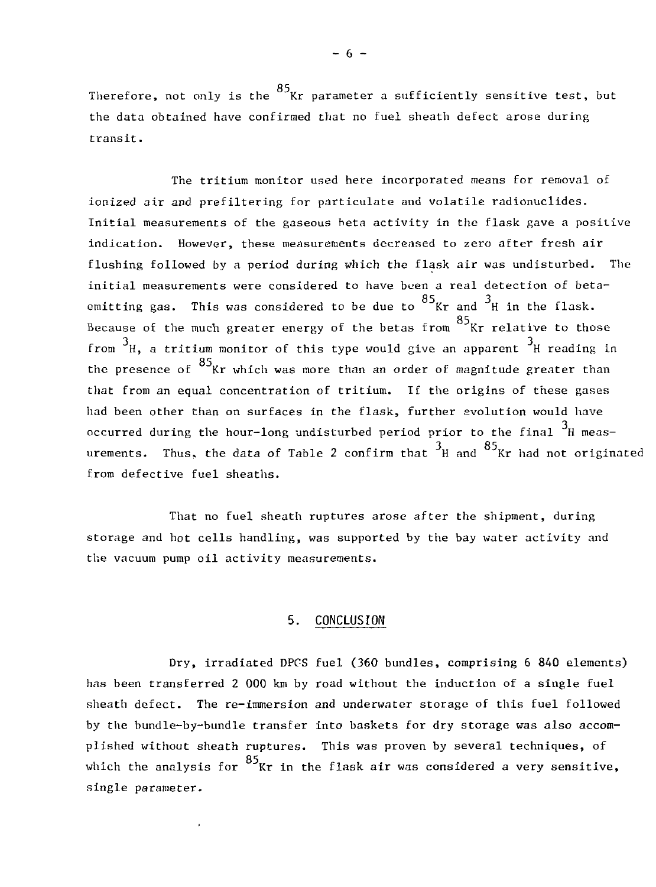Therefore, not only is the $^{85}Kr$ parameter a sufficiently sensitive test, but the data obtained have confirmed that no fuel sheath defect arose during transit.

The tritium monitor used here incorporated means for removal of ionized air and prefiltering for particulate and volatile radionuclides. Initial measurements of the gaseous beta activity in the flask gave a positive indication. However, these measurements decreased to zero after fresh air flushing followed by a period during which the flask air was undisturbed. The initial measurements were considered to have been a real detection of beta-emitting gas. This was considered to be due to $^{85}Kr$ and $^{3}H$ in the flask. Because of the much greater energy of the betas from $^{85}Kr$ relative to those from $^{3}H$, a tritium monitor of this type would give an apparent $^{3}H$ reading in the presence of $^{85}Kr$ which was more than an order of magnitude greater than that from an equal concentration of tritium. If the origins of these gases had been other than on surfaces in the flask, further evolution would have occurred during the hour-long undisturbed period prior to the final $^{3}H$ measurements. Thus, the data of Table 2 confirm that $^{3}H$ and $^{85}Kr$ had not originated from defective fuel sheaths.

That no fuel sheath ruptures arose after the shipment, during storage and hot cells handling, was supported by the bay water activity and the vacuum pump oil activity measurements.

## 5. CONCLUSION

Dry, irradiated DPCS fuel (360 bundles, comprising 6 840 elements) has been transferred 2 000 km by road without the induction of a single fuel sheath defect. The re-immersion and underwater storage of this fuel followed by the bundle-by-bundle transfer into baskets for dry storage was also accomplished without sheath ruptures. This was proven by several techniques, of which the analysis for $^{85}Kr$ in the flask air was considered a very sensitive, single parameter.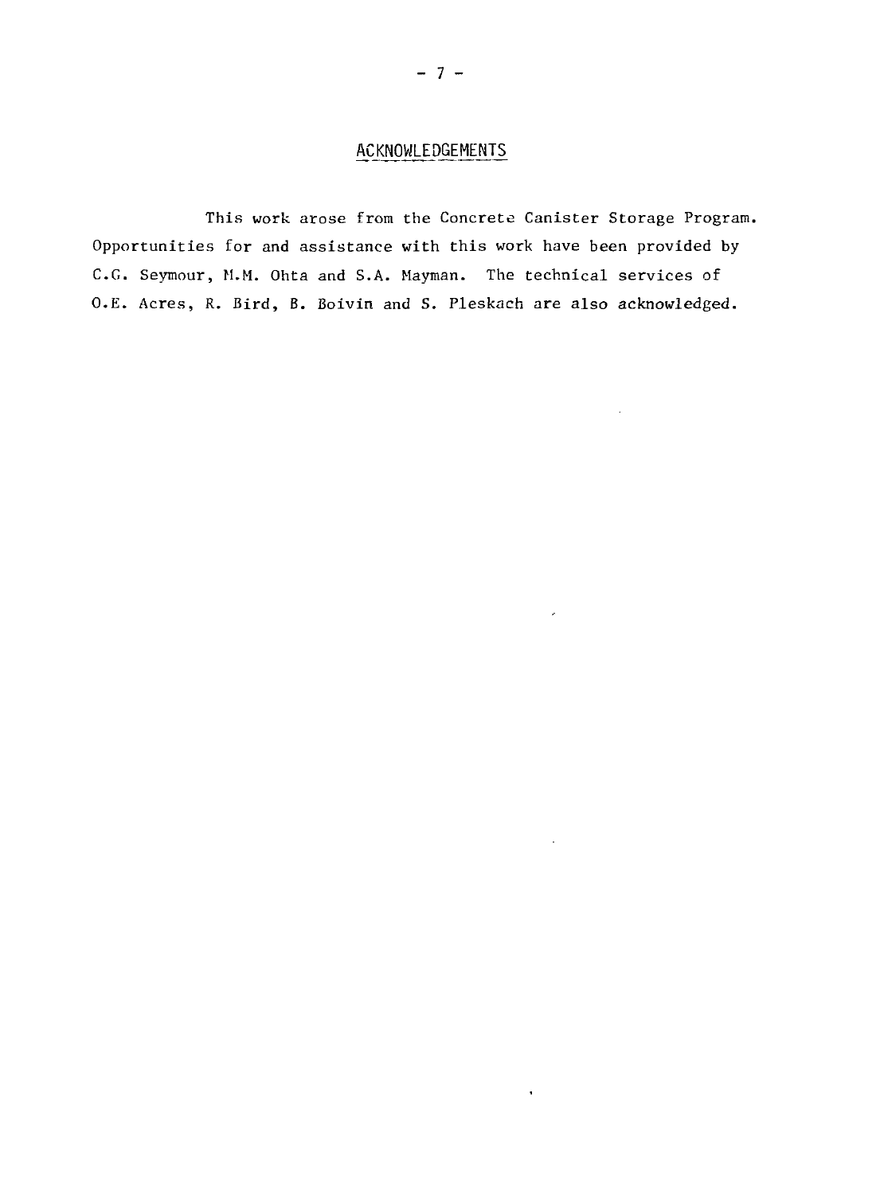## ACKNOWLEDGEMENTS

This work arose from the Concrete Canister Storage Program. Opportunities for and assistance with this work have been provided by C.G. Seymour, M.M. Ohta and S.A. Mayman. The technical services of O.E. Acres, R. Bird, B. Boivin and S. Pleskach are also acknowledged.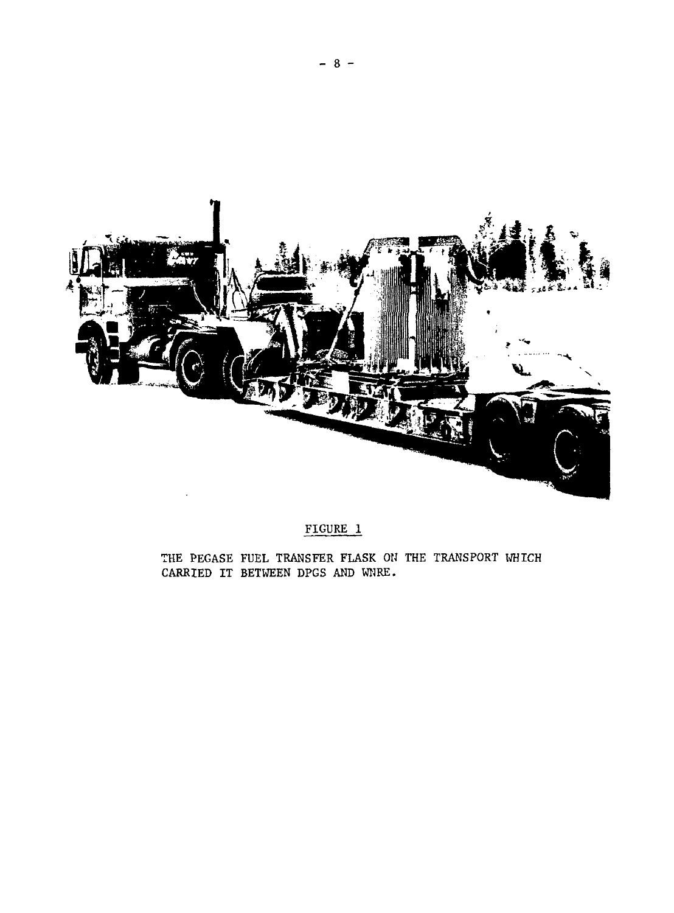FIGURE 1

THE PEGASE FUEL TRANSFER FLASK ON THE TRANSPORT WHICH CARRIED IT BETWEEN DPGS AND WNRE.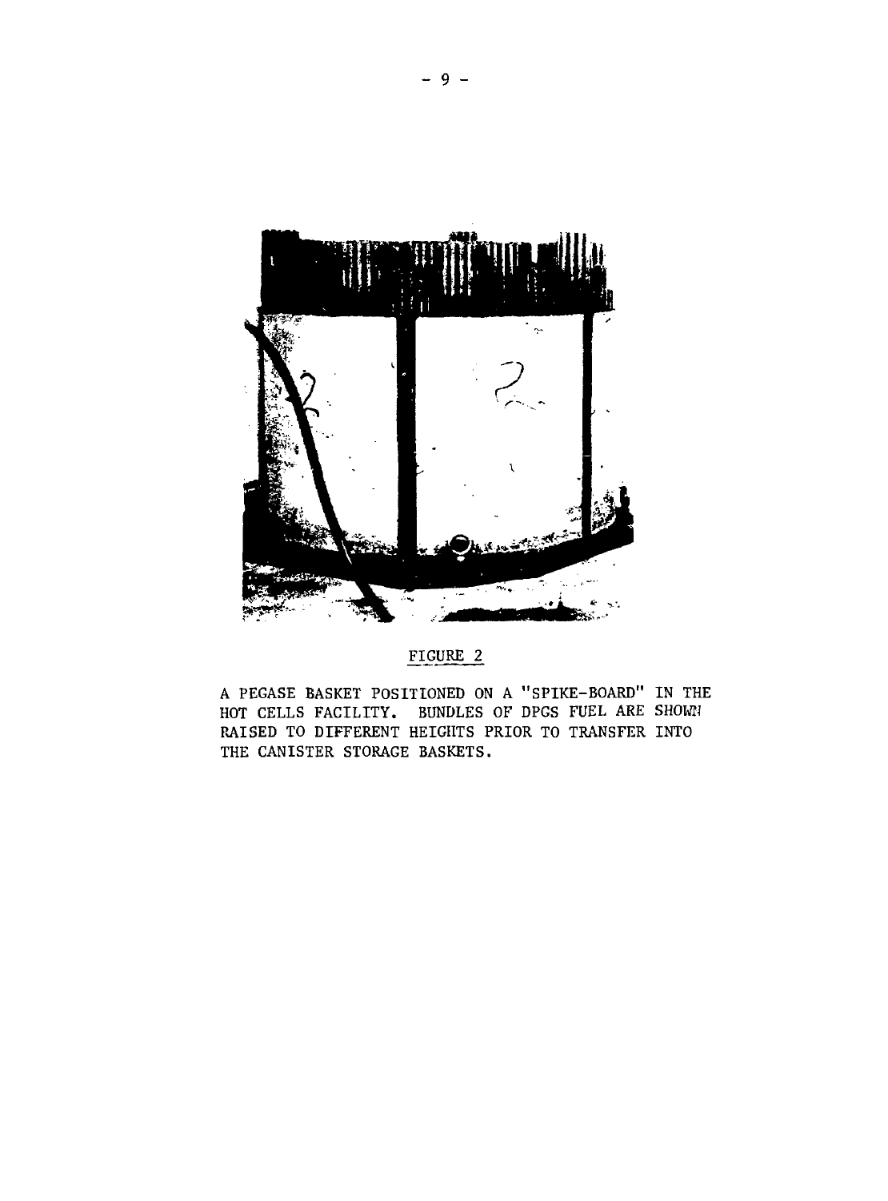FIGURE 2

A PEGASE BASKET POSITIONED ON A "SPIKE-BOARD" IN THE HOT CELLS FACILITY. BUNDLES OF DPGS FUEL ARE SHOWN RAISED TO DIFFERENT HEIGHTS PRIOR TO TRANSFER INTO THE CANISTER STORAGE BASKETS.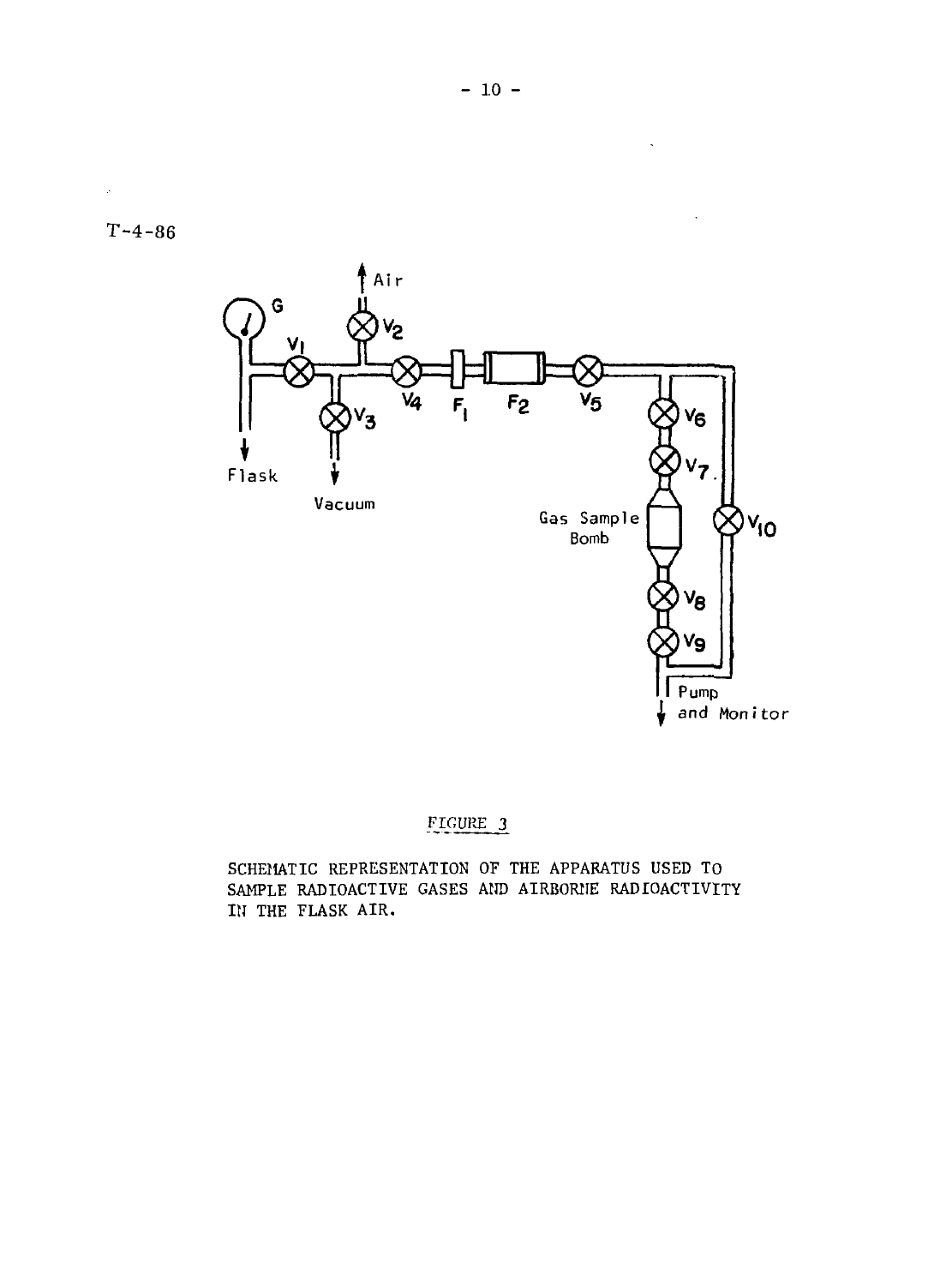T-4-86

FIGURE 3

SCHEMATIC REPRESENTATION OF THE APPARATUS USED TO SAMPLE RADIOACTIVE GASES AND AIRBORNE RADIOACTIVITY IN THE FLASK AIR.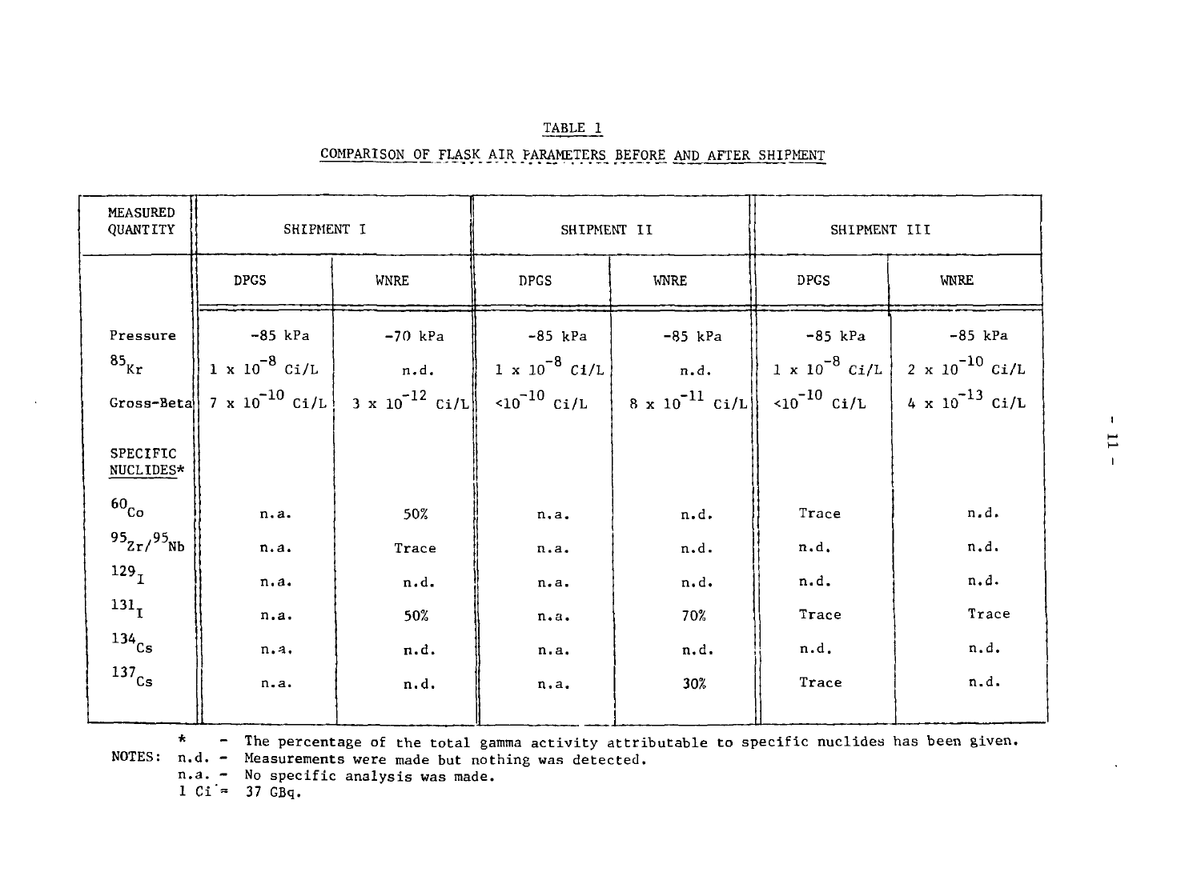## TABLE 1

## COMPARISON OF FLASK AIR PARAMETERS BEFORE AND AFTER SHIPMENT

| MEASURED QUANTITY | SHIPMENT I | | SHIPMENT II | | SHIPMENT III | |
|---|---|---|---|---|---|---|
| | DPGS | WNRE | DPGS | WNRE | DPGS | WNRE |
| Pressure | -85 kPa | -70 kPa | -85 kPa | -85 kPa | -85 kPa | -85 kPa |
| $^{85}Kr$ | $1 \times 10^{-8}$ Ci/L | n.d. | $1 \times 10^{-8}$ Ci/L | n.d. | $1 \times 10^{-8}$ Ci/L | $2 \times 10^{-10}$ Ci/L |
| Gross-Beta | $7 \times 10^{-10}$ Ci/L | $3 \times 10^{-12}$ Ci/L | $<10^{-10}$ Ci/L | $8 \times 10^{-11}$ Ci/L | $<10^{-10}$ Ci/L | $4 \times 10^{-13}$ Ci/L |
| SPECIFIC NUCLIDES* | | | | | | |
| $^{60}Co$ | n.a. | 50% | n.a. | n.d. | Trace | n.d. |
| $^{95}Zr/^{95}Nb$ | n.a. | Trace | n.a. | n.d. | n.d. | n.d. |
| $^{129}I$ | n.a. | n.d. | n.a. | n.d. | n.d. | n.d. |
| $^{131}I$ | n.a. | 50% | n.a. | 70% | Trace | Trace |
| $^{134}Cs$ | n.a. | n.d. | n.a. | n.d. | n.d. | n.d. |
| $^{137}Cs$ | n.a. | n.d. | n.a. | 30% | Trace | n.d. |

NOTES:
- \* - The percentage of the total gamma activity attributable to specific nuclides has been given.
- n.d. - Measurements were made but nothing was detected.
- n.a. - No specific analysis was made.
- 1 Ci = 37 GBq.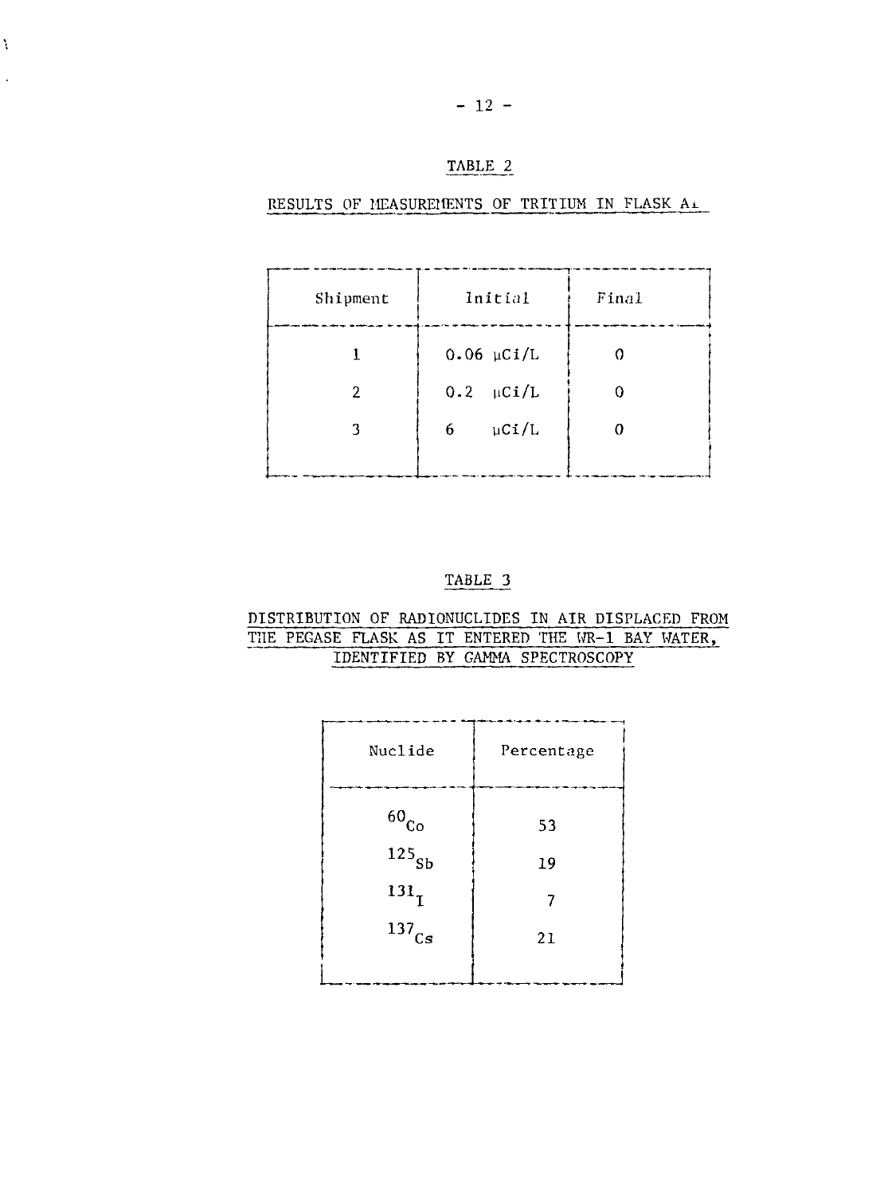## TABLE 2

### RESULTS OF MEASUREMENTS OF TRITIUM IN FLASK A1

| Shipment | Initial | Final |
|---|---|---|
| 1 | 0.06 μCi/L | 0 |
| 2 | 0.2 μCi/L | 0 |
| 3 | 6 μCi/L | 0 |

## TABLE 3

### DISTRIBUTION OF RADIONUCLIDES IN AIR DISPLACED FROM THE PEGASE FLASK AS IT ENTERED THE WR-1 BAY WATER, IDENTIFIED BY GAMMA SPECTROSCOPY

| Nuclide | Percentage |
|---|---|
| $^{60}Co$ | 53 |
| $^{125}Sb$ | 19 |
| $^{131}I$ | 7 |
| $^{137}Cs$ | 21 |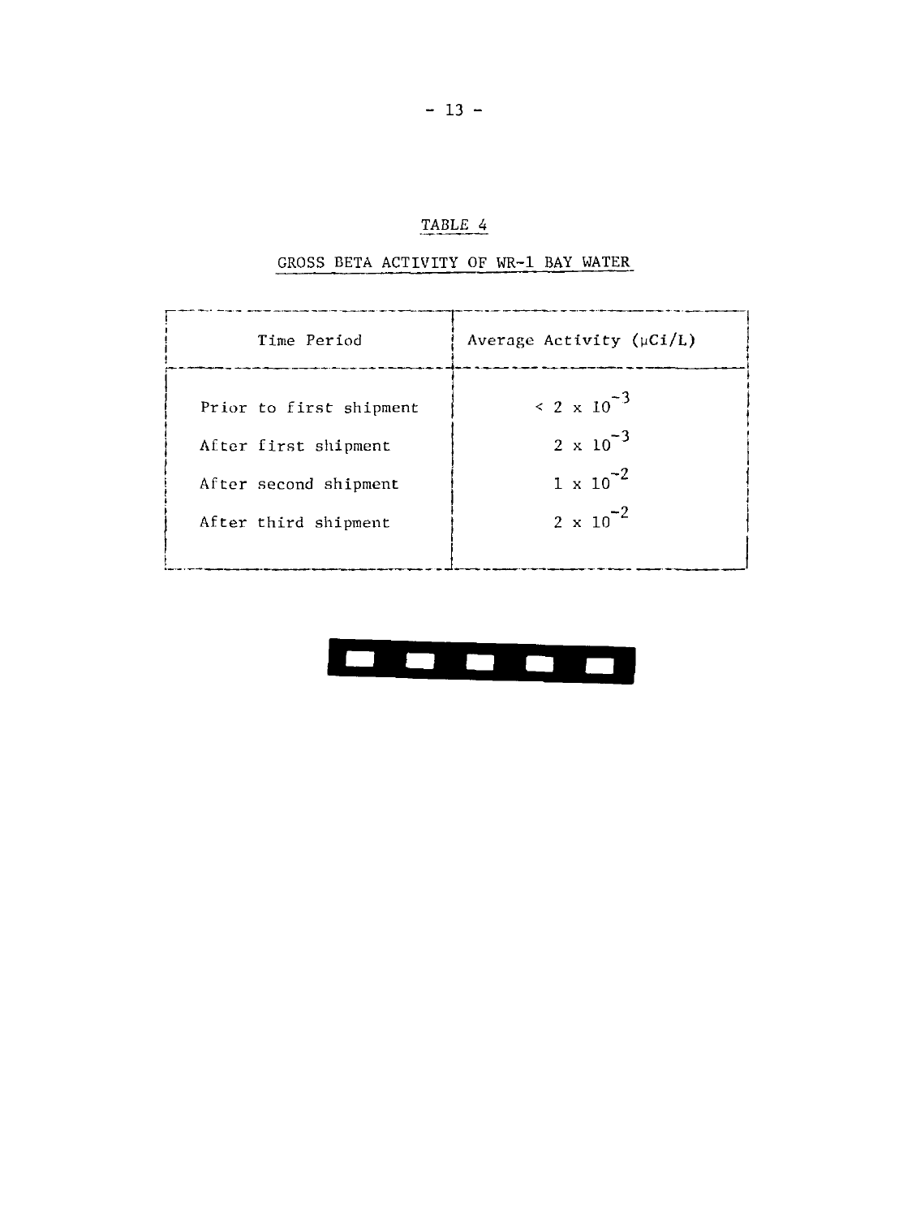## TABLE 4

### GROSS BETA ACTIVITY OF WR-1 BAY WATER

| Time Period | Average Activity ($\mu$Ci/L) |
|---|---|
| Prior to first shipment | $< 2 \times 10^{-3}$ |
| After first shipment | $2 \times 10^{-3}$ |
| After second shipment | $1 \times 10^{-2}$ |
| After third shipment | $2 \times 10^{-2}$ |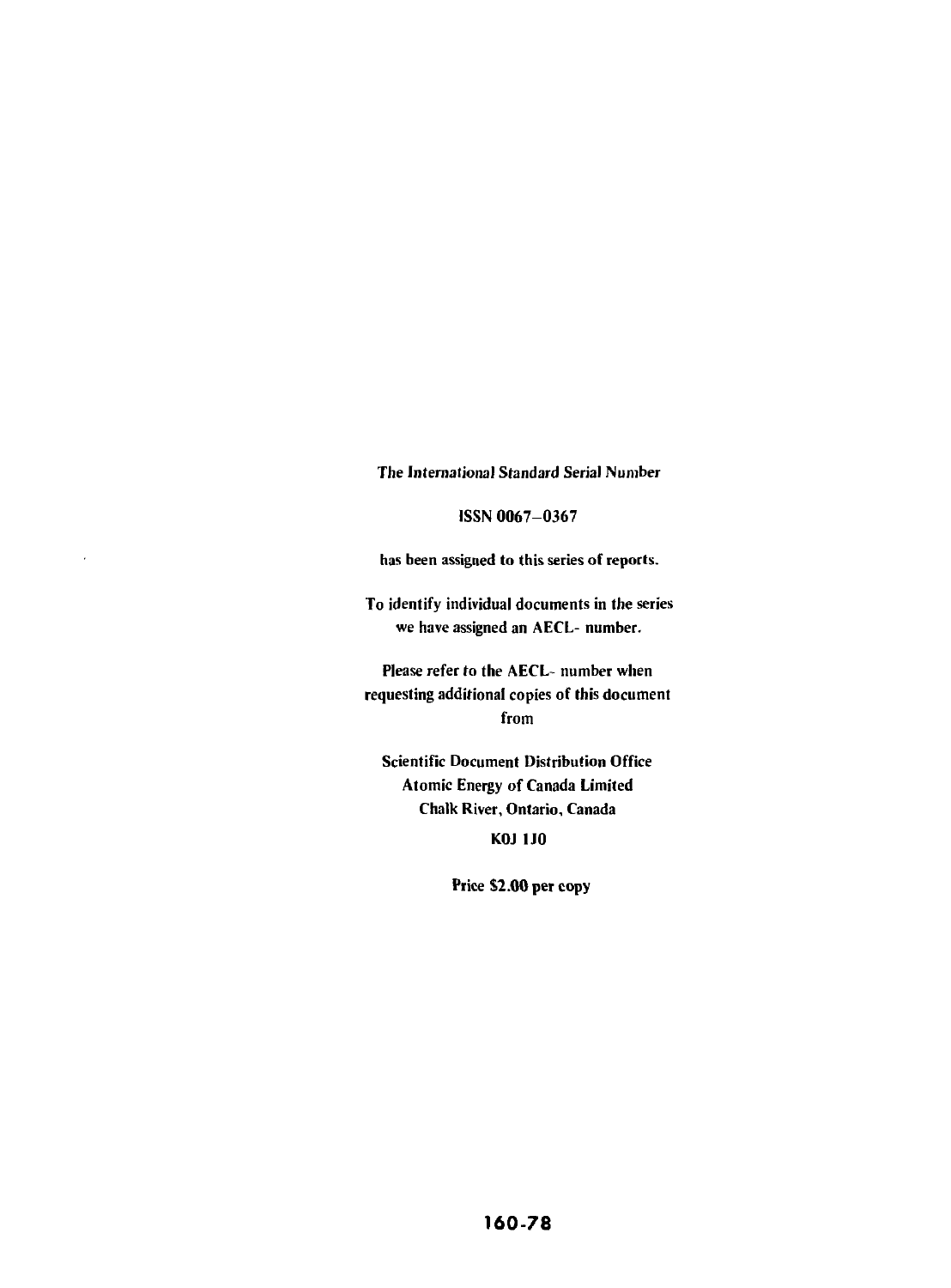The International Standard Serial Number

ISSN 0067–0367

has been assigned to this series of reports.

To identify individual documents in the series we have assigned an AECL- number.

Please refer to the AECL- number when requesting additional copies of this document from

Scientific Document Distribution Office
Atomic Energy of Canada Limited
Chalk River, Ontario, Canada

K0J 1J0

Price $2.00 per copy

160-78